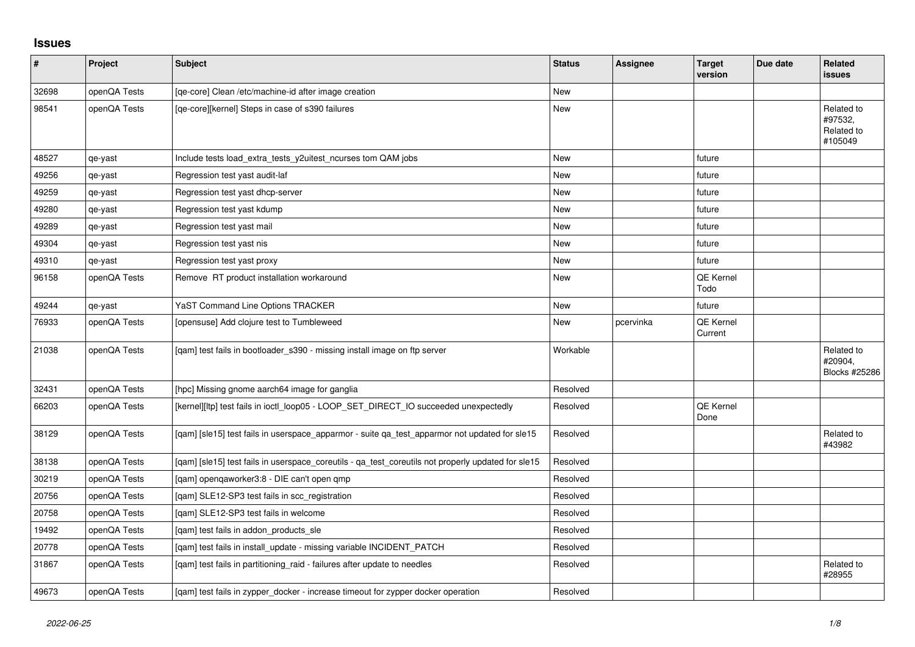## Issues

| # | Project | Subject | Status | Assignee | Target version | Due date | Related issues |
|---|---|---|---|---|---|---|---|
| 32698 | openQA Tests | [qe-core] Clean /etc/machine-id after image creation | New | | | | |
| 98541 | openQA Tests | [qe-core][kernel] Steps in case of s390 failures | New | | | | Related to #97532, Related to #105049 |
| 48527 | qe-yast | Include tests load_extra_tests_y2uitest_ncurses tom QAM jobs | New | | future | | |
| 49256 | qe-yast | Regression test yast audit-laf | New | | future | | |
| 49259 | qe-yast | Regression test yast dhcp-server | New | | future | | |
| 49280 | qe-yast | Regression test yast kdump | New | | future | | |
| 49289 | qe-yast | Regression test yast mail | New | | future | | |
| 49304 | qe-yast | Regression test yast nis | New | | future | | |
| 49310 | qe-yast | Regression test yast proxy | New | | future | | |
| 96158 | openQA Tests | Remove RT product installation workaround | New | | QE Kernel Todo | | |
| 49244 | qe-yast | YaST Command Line Options TRACKER | New | | future | | |
| 76933 | openQA Tests | [opensuse] Add clojure test to Tumbleweed | New | pcervinka | QE Kernel Current | | |
| 21038 | openQA Tests | [qam] test fails in bootloader_s390 - missing install image on ftp server | Workable | | | | Related to #20904, Blocks #25286 |
| 32431 | openQA Tests | [hpc] Missing gnome aarch64 image for ganglia | Resolved | | | | |
| 66203 | openQA Tests | [kernel][ltp] test fails in ioctl_loop05 - LOOP_SET_DIRECT_IO succeeded unexpectedly | Resolved | | QE Kernel Done | | |
| 38129 | openQA Tests | [qam] [sle15] test fails in userspace_apparmor - suite qa_test_apparmor not updated for sle15 | Resolved | | | | Related to #43982 |
| 38138 | openQA Tests | [qam] [sle15] test fails in userspace_coreutils - qa_test_coreutils not properly updated for sle15 | Resolved | | | | |
| 30219 | openQA Tests | [qam] openqaworker3:8 - DIE can't open qmp | Resolved | | | | |
| 20756 | openQA Tests | [qam] SLE12-SP3 test fails in scc_registration | Resolved | | | | |
| 20758 | openQA Tests | [qam] SLE12-SP3 test fails in welcome | Resolved | | | | |
| 19492 | openQA Tests | [qam] test fails in addon_products_sle | Resolved | | | | |
| 20778 | openQA Tests | [qam] test fails in install_update - missing variable INCIDENT_PATCH | Resolved | | | | |
| 31867 | openQA Tests | [qam] test fails in partitioning_raid - failures after update to needles | Resolved | | | | Related to #28955 |
| 49673 | openQA Tests | [qam] test fails in zypper_docker - increase timeout for zypper docker operation | Resolved | | | | |

*2022-06-25*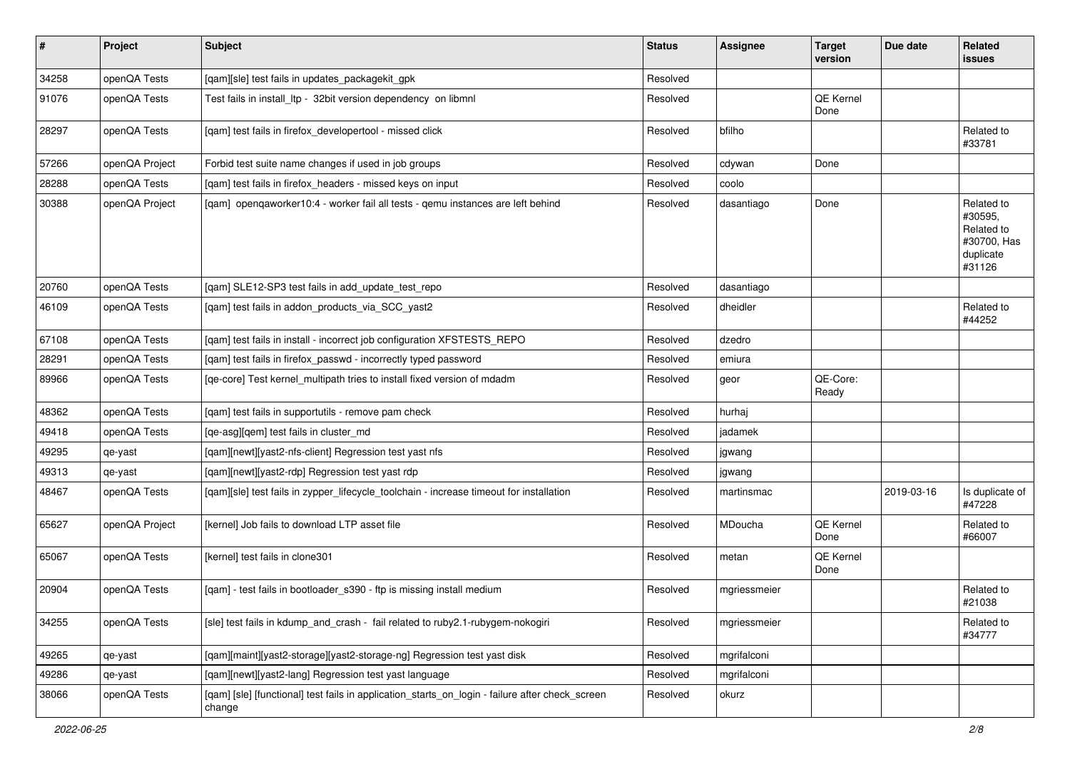| # | Project | Subject | Status | Assignee | Target version | Due date | Related issues |
|---|---|---|---|---|---|---|---|
| 34258 | openQA Tests | [qam][sle] test fails in updates_packagekit_gpk | Resolved | | | | |
| 91076 | openQA Tests | Test fails in install_ltp - 32bit version dependency on libmnl | Resolved | | QE Kernel Done | | |
| 28297 | openQA Tests | [qam] test fails in firefox_developertool - missed click | Resolved | bfilho | | | Related to #33781 |
| 57266 | openQA Project | Forbid test suite name changes if used in job groups | Resolved | cdywan | Done | | |
| 28288 | openQA Tests | [qam] test fails in firefox_headers - missed keys on input | Resolved | coolo | | | |
| 30388 | openQA Project | [qam] openqaworker10:4 - worker fail all tests - qemu instances are left behind | Resolved | dasantiago | Done | | Related to #30595, Related to #30700, Has duplicate #31126 |
| 20760 | openQA Tests | [qam] SLE12-SP3 test fails in add_update_test_repo | Resolved | dasantiago | | | |
| 46109 | openQA Tests | [qam] test fails in addon_products_via_SCC_yast2 | Resolved | dheidler | | | Related to #44252 |
| 67108 | openQA Tests | [qam] test fails in install - incorrect job configuration XFSTESTS_REPO | Resolved | dzedro | | | |
| 28291 | openQA Tests | [qam] test fails in firefox_passwd - incorrectly typed password | Resolved | emiura | | | |
| 89966 | openQA Tests | [qe-core] Test kernel_multipath tries to install fixed version of mdadm | Resolved | geor | QE-Core: Ready | | |
| 48362 | openQA Tests | [qam] test fails in supportutils - remove pam check | Resolved | hurhaj | | | |
| 49418 | openQA Tests | [qe-asg][qem] test fails in cluster_md | Resolved | jadamek | | | |
| 49295 | qe-yast | [qam][newt][yast2-nfs-client] Regression test yast nfs | Resolved | jgwang | | | |
| 49313 | qe-yast | [qam][newt][yast2-rdp] Regression test yast rdp | Resolved | jgwang | | | |
| 48467 | openQA Tests | [qam][sle] test fails in zypper_lifecycle_toolchain - increase timeout for installation | Resolved | martinsmac | | 2019-03-16 | Is duplicate of #47228 |
| 65627 | openQA Project | [kernel] Job fails to download LTP asset file | Resolved | MDoucha | QE Kernel Done | | Related to #66007 |
| 65067 | openQA Tests | [kernel] test fails in clone301 | Resolved | metan | QE Kernel Done | | |
| 20904 | openQA Tests | [qam] - test fails in bootloader_s390 - ftp is missing install medium | Resolved | mgriessmeier | | | Related to #21038 |
| 34255 | openQA Tests | [sle] test fails in kdump_and_crash - fail related to ruby2.1-rubygem-nokogiri | Resolved | mgriessmeier | | | Related to #34777 |
| 49265 | qe-yast | [qam][maint][yast2-storage][yast2-storage-ng] Regression test yast disk | Resolved | mgrifalconi | | | |
| 49286 | qe-yast | [qam][newt][yast2-lang] Regression test yast language | Resolved | mgrifalconi | | | |
| 38066 | openQA Tests | [qam] [sle] [functional] test fails in application_starts_on_login - failure after check_screen change | Resolved | okurz | | | |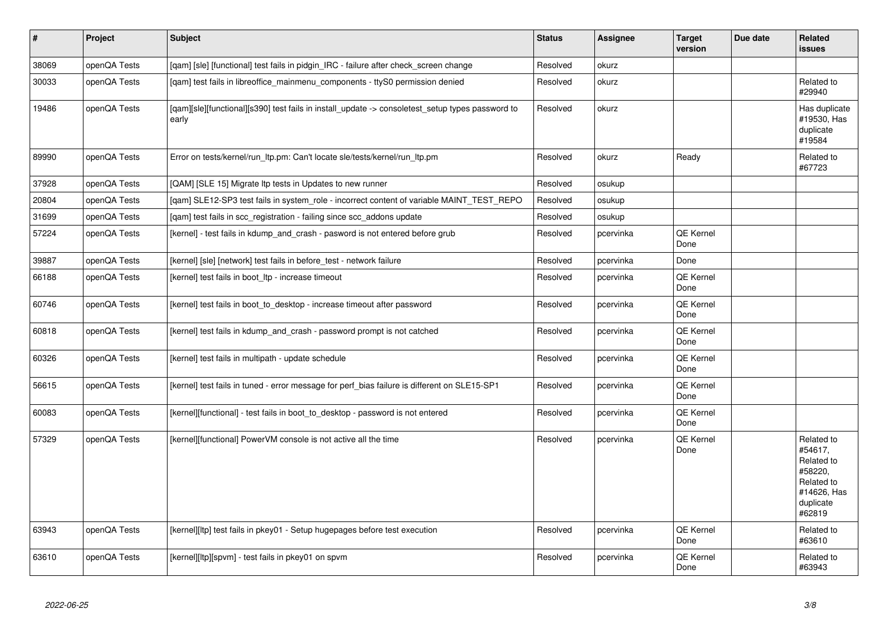| # | Project | Subject | Status | Assignee | Target version | Due date | Related issues |
|---|---|---|---|---|---|---|---|
| 38069 | openQA Tests | [qam] [sle] [functional] test fails in pidgin_IRC - failure after check_screen change | Resolved | okurz | | | |
| 30033 | openQA Tests | [qam] test fails in libreoffice_mainmenu_components - ttyS0 permission denied | Resolved | okurz | | | Related to #29940 |
| 19486 | openQA Tests | [qam][sle][functional][s390] test fails in install_update -> consoletest_setup types password to early | Resolved | okurz | | | Has duplicate #19530, Has duplicate #19584 |
| 89990 | openQA Tests | Error on tests/kernel/run_ltp.pm: Can't locate sle/tests/kernel/run_ltp.pm | Resolved | okurz | Ready | | Related to #67723 |
| 37928 | openQA Tests | [QAM] [SLE 15] Migrate ltp tests in Updates to new runner | Resolved | osukup | | | |
| 20804 | openQA Tests | [qam] SLE12-SP3 test fails in system_role - incorrect content of variable MAINT_TEST_REPO | Resolved | osukup | | | |
| 31699 | openQA Tests | [qam] test fails in scc_registration - failing since scc_addons update | Resolved | osukup | | | |
| 57224 | openQA Tests | [kernel] - test fails in kdump_and_crash - pasword is not entered before grub | Resolved | pcervinka | QE Kernel Done | | |
| 39887 | openQA Tests | [kernel] [sle] [network] test fails in before_test - network failure | Resolved | pcervinka | Done | | |
| 66188 | openQA Tests | [kernel] test fails in boot_ltp - increase timeout | Resolved | pcervinka | QE Kernel Done | | |
| 60746 | openQA Tests | [kernel] test fails in boot_to_desktop - increase timeout after password | Resolved | pcervinka | QE Kernel Done | | |
| 60818 | openQA Tests | [kernel] test fails in kdump_and_crash - password prompt is not catched | Resolved | pcervinka | QE Kernel Done | | |
| 60326 | openQA Tests | [kernel] test fails in multipath - update schedule | Resolved | pcervinka | QE Kernel Done | | |
| 56615 | openQA Tests | [kernel] test fails in tuned - error message for perf_bias failure is different on SLE15-SP1 | Resolved | pcervinka | QE Kernel Done | | |
| 60083 | openQA Tests | [kernel][functional] - test fails in boot_to_desktop - password is not entered | Resolved | pcervinka | QE Kernel Done | | |
| 57329 | openQA Tests | [kernel][functional] PowerVM console is not active all the time | Resolved | pcervinka | QE Kernel Done | | Related to #54617, Related to #58220, Related to #14626, Has duplicate #62819 |
| 63943 | openQA Tests | [kernel][ltp] test fails in pkey01 - Setup hugepages before test execution | Resolved | pcervinka | QE Kernel Done | | Related to #63610 |
| 63610 | openQA Tests | [kernel][ltp][spvm] - test fails in pkey01 on spvm | Resolved | pcervinka | QE Kernel Done | | Related to #63943 |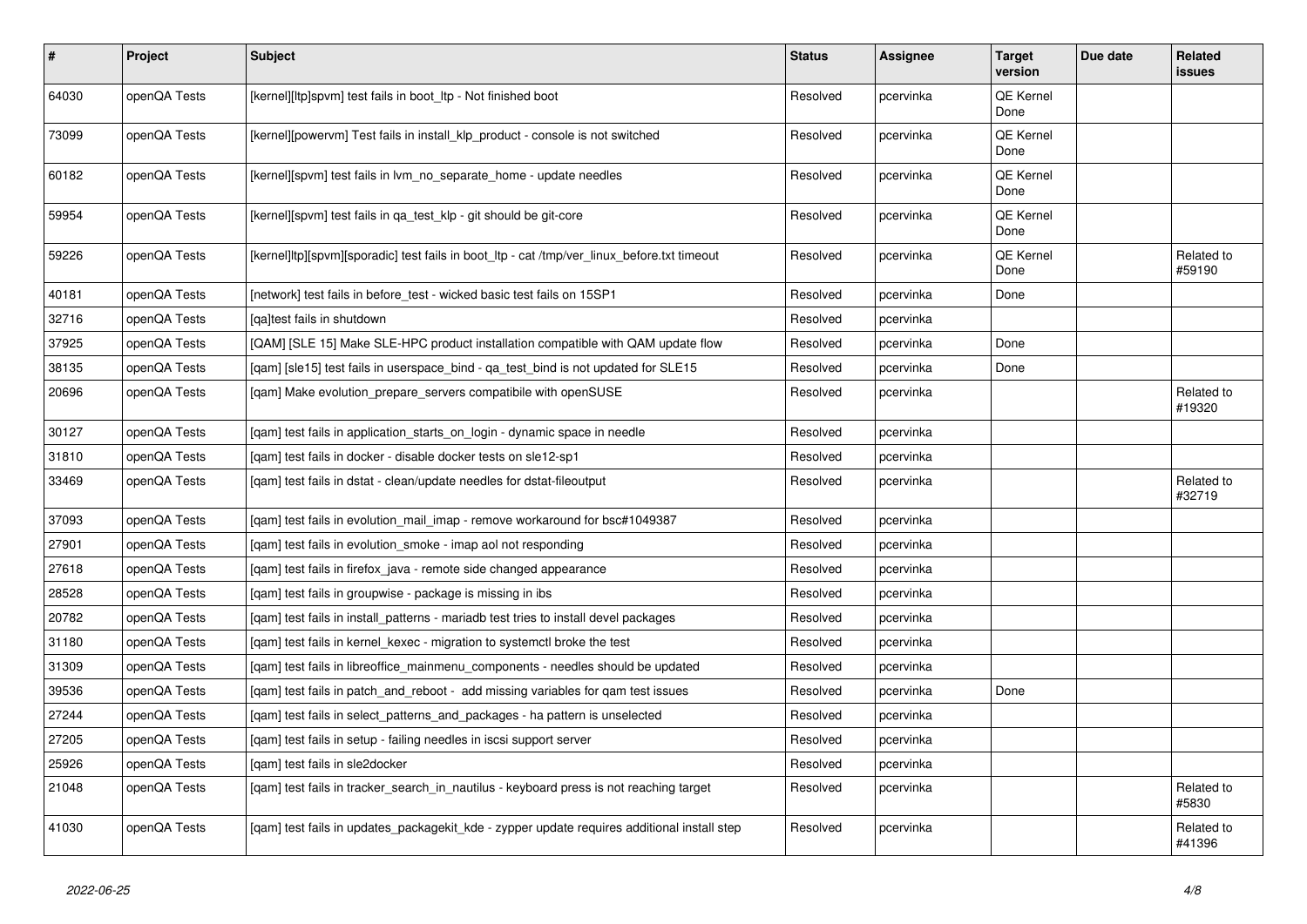| # | Project | Subject | Status | Assignee | Target version | Due date | Related issues |
|---|---|---|---|---|---|---|---|
| 64030 | openQA Tests | [kernel][ltp]spvm] test fails in boot_ltp - Not finished boot | Resolved | pcervinka | QE Kernel Done | | |
| 73099 | openQA Tests | [kernel][powervm] Test fails in install_klp_product - console is not switched | Resolved | pcervinka | QE Kernel Done | | |
| 60182 | openQA Tests | [kernel][spvm] test fails in lvm_no_separate_home - update needles | Resolved | pcervinka | QE Kernel Done | | |
| 59954 | openQA Tests | [kernel][spvm] test fails in qa_test_klp - git should be git-core | Resolved | pcervinka | QE Kernel Done | | |
| 59226 | openQA Tests | [kernel]ltp][spvm][sporadic] test fails in boot_ltp - cat /tmp/ver_linux_before.txt timeout | Resolved | pcervinka | QE Kernel Done | | Related to #59190 |
| 40181 | openQA Tests | [network] test fails in before_test - wicked basic test fails on 15SP1 | Resolved | pcervinka | Done | | |
| 32716 | openQA Tests | [qa]test fails in shutdown | Resolved | pcervinka | | | |
| 37925 | openQA Tests | [QAM] [SLE 15] Make SLE-HPC product installation compatible with QAM update flow | Resolved | pcervinka | Done | | |
| 38135 | openQA Tests | [qam] [sle15] test fails in userspace_bind - qa_test_bind is not updated for SLE15 | Resolved | pcervinka | Done | | |
| 20696 | openQA Tests | [qam] Make evolution_prepare_servers compatibile with openSUSE | Resolved | pcervinka | | | Related to #19320 |
| 30127 | openQA Tests | [qam] test fails in application_starts_on_login - dynamic space in needle | Resolved | pcervinka | | | |
| 31810 | openQA Tests | [qam] test fails in docker - disable docker tests on sle12-sp1 | Resolved | pcervinka | | | |
| 33469 | openQA Tests | [qam] test fails in dstat - clean/update needles for dstat-fileoutput | Resolved | pcervinka | | | Related to #32719 |
| 37093 | openQA Tests | [qam] test fails in evolution_mail_imap - remove workaround for bsc#1049387 | Resolved | pcervinka | | | |
| 27901 | openQA Tests | [qam] test fails in evolution_smoke - imap aol not responding | Resolved | pcervinka | | | |
| 27618 | openQA Tests | [qam] test fails in firefox_java - remote side changed appearance | Resolved | pcervinka | | | |
| 28528 | openQA Tests | [qam] test fails in groupwise - package is missing in ibs | Resolved | pcervinka | | | |
| 20782 | openQA Tests | [qam] test fails in install_patterns - mariadb test tries to install devel packages | Resolved | pcervinka | | | |
| 31180 | openQA Tests | [qam] test fails in kernel_kexec - migration to systemctl broke the test | Resolved | pcervinka | | | |
| 31309 | openQA Tests | [qam] test fails in libreoffice_mainmenu_components - needles should be updated | Resolved | pcervinka | | | |
| 39536 | openQA Tests | [qam] test fails in patch_and_reboot - add missing variables for qam test issues | Resolved | pcervinka | Done | | |
| 27244 | openQA Tests | [qam] test fails in select_patterns_and_packages - ha pattern is unselected | Resolved | pcervinka | | | |
| 27205 | openQA Tests | [qam] test fails in setup - failing needles in iscsi support server | Resolved | pcervinka | | | |
| 25926 | openQA Tests | [qam] test fails in sle2docker | Resolved | pcervinka | | | |
| 21048 | openQA Tests | [qam] test fails in tracker_search_in_nautilus - keyboard press is not reaching target | Resolved | pcervinka | | | Related to #5830 |
| 41030 | openQA Tests | [qam] test fails in updates_packagekit_kde - zypper update requires additional install step | Resolved | pcervinka | | | Related to #41396 |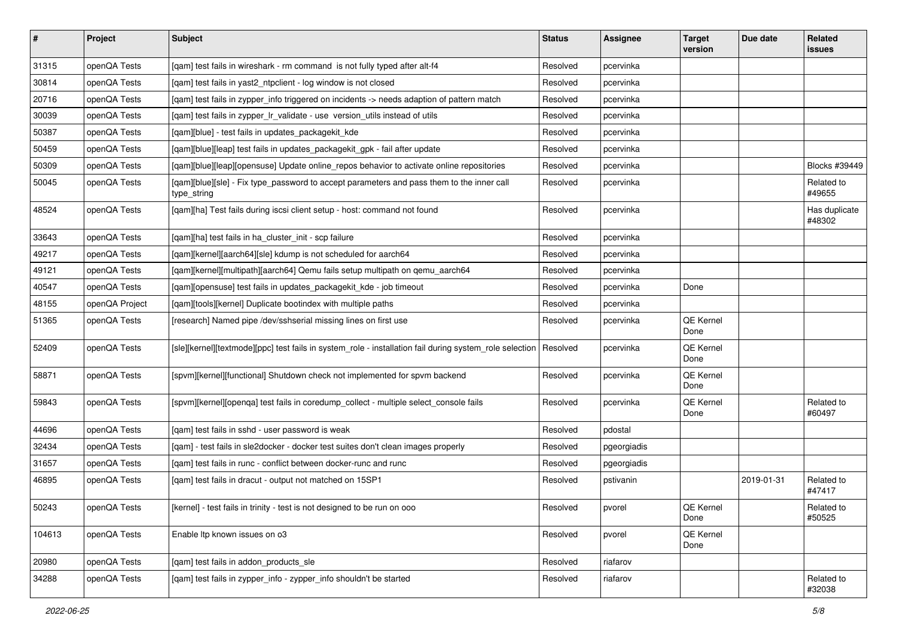| # | Project | Subject | Status | Assignee | Target version | Due date | Related issues |
|---|---|---|---|---|---|---|---|
| 31315 | openQA Tests | [qam] test fails in wireshark - rm command is not fully typed after alt-f4 | Resolved | pcervinka | | | |
| 30814 | openQA Tests | [qam] test fails in yast2_ntpclient - log window is not closed | Resolved | pcervinka | | | |
| 20716 | openQA Tests | [qam] test fails in zypper_info triggered on incidents -> needs adaption of pattern match | Resolved | pcervinka | | | |
| 30039 | openQA Tests | [qam] test fails in zypper_lr_validate - use version_utils instead of utils | Resolved | pcervinka | | | |
| 50387 | openQA Tests | [qam][blue] - test fails in updates_packagekit_kde | Resolved | pcervinka | | | |
| 50459 | openQA Tests | [qam][blue][leap] test fails in updates_packagekit_gpk - fail after update | Resolved | pcervinka | | | |
| 50309 | openQA Tests | [qam][blue][leap][opensuse] Update online_repos behavior to activate online repositories | Resolved | pcervinka | | | Blocks #39449 |
| 50045 | openQA Tests | [qam][blue][sle] - Fix type_password to accept parameters and pass them to the inner call type_string | Resolved | pcervinka | | | Related to #49655 |
| 48524 | openQA Tests | [qam][ha] Test fails during iscsi client setup - host: command not found | Resolved | pcervinka | | | Has duplicate #48302 |
| 33643 | openQA Tests | [qam][ha] test fails in ha_cluster_init - scp failure | Resolved | pcervinka | | | |
| 49217 | openQA Tests | [qam][kernel][aarch64][sle] kdump is not scheduled for aarch64 | Resolved | pcervinka | | | |
| 49121 | openQA Tests | [qam][kernel][multipath][aarch64] Qemu fails setup multipath on qemu_aarch64 | Resolved | pcervinka | | | |
| 40547 | openQA Tests | [qam][opensuse] test fails in updates_packagekit_kde - job timeout | Resolved | pcervinka | Done | | |
| 48155 | openQA Project | [qam][tools][kernel] Duplicate bootindex with multiple paths | Resolved | pcervinka | | | |
| 51365 | openQA Tests | [research] Named pipe /dev/sshserial missing lines on first use | Resolved | pcervinka | QE Kernel Done | | |
| 52409 | openQA Tests | [sle][kernel][textmode][ppc] test fails in system_role - installation fail during system_role selection | Resolved | pcervinka | QE Kernel Done | | |
| 58871 | openQA Tests | [spvm][kernel][functional] Shutdown check not implemented for spvm backend | Resolved | pcervinka | QE Kernel Done | | |
| 59843 | openQA Tests | [spvm][kernel][openqa] test fails in coredump_collect - multiple select_console fails | Resolved | pcervinka | QE Kernel Done | | Related to #60497 |
| 44696 | openQA Tests | [qam] test fails in sshd - user password is weak | Resolved | pdostal | | | |
| 32434 | openQA Tests | [qam] - test fails in sle2docker - docker test suites don't clean images properly | Resolved | pgeorgiadis | | | |
| 31657 | openQA Tests | [qam] test fails in runc - conflict between docker-runc and runc | Resolved | pgeorgiadis | | | |
| 46895 | openQA Tests | [qam] test fails in dracut - output not matched on 15SP1 | Resolved | pstivanin | | 2019-01-31 | Related to #47417 |
| 50243 | openQA Tests | [kernel] - test fails in trinity - test is not designed to be run on ooo | Resolved | pvorel | QE Kernel Done | | Related to #50525 |
| 104613 | openQA Tests | Enable ltp known issues on o3 | Resolved | pvorel | QE Kernel Done | | |
| 20980 | openQA Tests | [qam] test fails in addon_products_sle | Resolved | riafarov | | | |
| 34288 | openQA Tests | [qam] test fails in zypper_info - zypper_info shouldn't be started | Resolved | riafarov | | | Related to #32038 |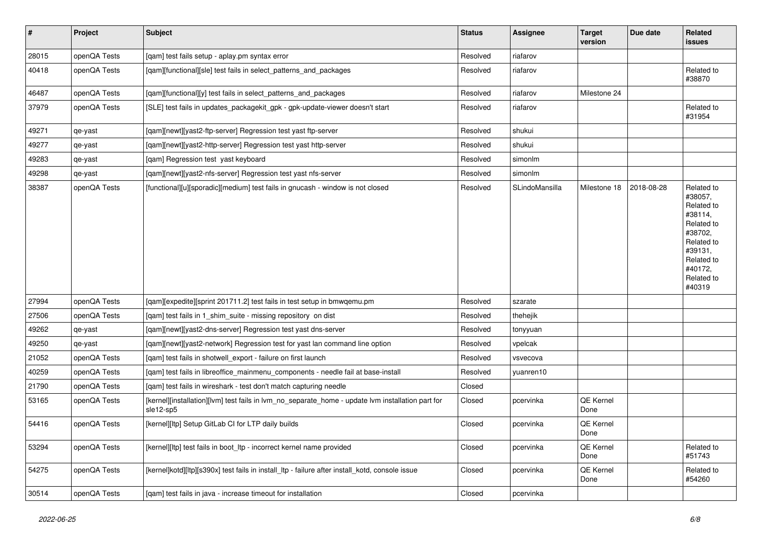| # | Project | Subject | Status | Assignee | Target version | Due date | Related issues |
|---|---|---|---|---|---|---|---|
| 28015 | openQA Tests | [qam] test fails setup - aplay.pm syntax error | Resolved | riafarov | | | |
| 40418 | openQA Tests | [qam][functional][sle] test fails in select_patterns_and_packages | Resolved | riafarov | | | Related to #38870 |
| 46487 | openQA Tests | [qam][functional][y] test fails in select_patterns_and_packages | Resolved | riafarov | Milestone 24 | | |
| 37979 | openQA Tests | [SLE] test fails in updates_packagekit_gpk - gpk-update-viewer doesn't start | Resolved | riafarov | | | Related to #31954 |
| 49271 | qe-yast | [qam][newt][yast2-ftp-server] Regression test yast ftp-server | Resolved | shukui | | | |
| 49277 | qe-yast | [qam][newt][yast2-http-server] Regression test yast http-server | Resolved | shukui | | | |
| 49283 | qe-yast | [qam] Regression test yast keyboard | Resolved | simonlm | | | |
| 49298 | qe-yast | [qam][newt][yast2-nfs-server] Regression test yast nfs-server | Resolved | simonlm | | | |
| 38387 | openQA Tests | [functional][u][sporadic][medium] test fails in gnucash - window is not closed | Resolved | SLindoMansilla | Milestone 18 | 2018-08-28 | Related to #38057, Related to #38114, Related to #38702, Related to #39131, Related to #40172, Related to #40319 |
| 27994 | openQA Tests | [qam][expedite][sprint 201711.2] test fails in test setup in bmwqemu.pm | Resolved | szarate | | | |
| 27506 | openQA Tests | [qam] test fails in 1_shim_suite - missing repository on dist | Resolved | thehejik | | | |
| 49262 | qe-yast | [qam][newt][yast2-dns-server] Regression test yast dns-server | Resolved | tonyyuan | | | |
| 49250 | qe-yast | [qam][newt][yast2-network] Regression test for yast lan command line option | Resolved | vpelcak | | | |
| 21052 | openQA Tests | [qam] test fails in shotwell_export - failure on first launch | Resolved | vsvecova | | | |
| 40259 | openQA Tests | [qam] test fails in libreoffice_mainmenu_components - needle fail at base-install | Resolved | yuanren10 | | | |
| 21790 | openQA Tests | [qam] test fails in wireshark - test don't match capturing needle | Closed | | | | |
| 53165 | openQA Tests | [kernel][installation][lvm] test fails in lvm_no_separate_home - update lvm installation part for sle12-sp5 | Closed | pcervinka | QE Kernel Done | | |
| 54416 | openQA Tests | [kernel][ltp] Setup GitLab CI for LTP daily builds | Closed | pcervinka | QE Kernel Done | | |
| 53294 | openQA Tests | [kernel][ltp] test fails in boot_ltp - incorrect kernel name provided | Closed | pcervinka | QE Kernel Done | | Related to #51743 |
| 54275 | openQA Tests | [kernel]kotd][ltp][s390x] test fails in install_ltp - failure after install_kotd, console issue | Closed | pcervinka | QE Kernel Done | | Related to #54260 |
| 30514 | openQA Tests | [qam] test fails in java - increase timeout for installation | Closed | pcervinka | | | |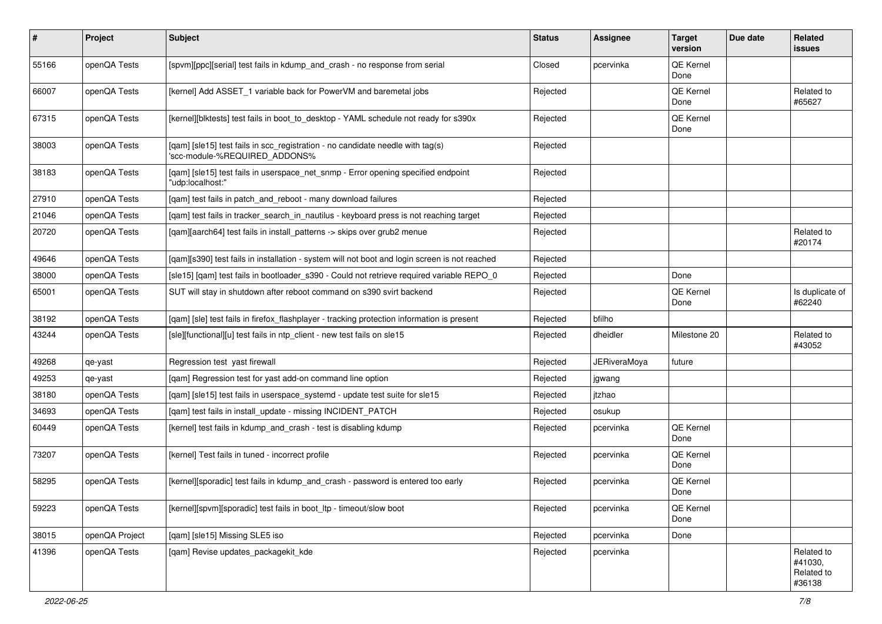| # | Project | Subject | Status | Assignee | Target version | Due date | Related issues |
|---|---|---|---|---|---|---|---|
| 55166 | openQA Tests | [spvm][ppc][serial] test fails in kdump_and_crash - no response from serial | Closed | pcervinka | QE Kernel Done | | |
| 66007 | openQA Tests | [kernel] Add ASSET_1 variable back for PowerVM and baremetal jobs | Rejected | | QE Kernel Done | | Related to #65627 |
| 67315 | openQA Tests | [kernel][blktests] test fails in boot_to_desktop - YAML schedule not ready for s390x | Rejected | | QE Kernel Done | | |
| 38003 | openQA Tests | [qam] [sle15] test fails in scc_registration - no candidate needle with tag(s) 'scc-module-%REQUIRED_ADDONS% | Rejected | | | | |
| 38183 | openQA Tests | [qam] [sle15] test fails in userspace_net_snmp - Error opening specified endpoint "udp:localhost:" | Rejected | | | | |
| 27910 | openQA Tests | [qam] test fails in patch_and_reboot - many download failures | Rejected | | | | |
| 21046 | openQA Tests | [qam] test fails in tracker_search_in_nautilus - keyboard press is not reaching target | Rejected | | | | |
| 20720 | openQA Tests | [qam][aarch64] test fails in install_patterns -> skips over grub2 menue | Rejected | | | | Related to #20174 |
| 49646 | openQA Tests | [qam][s390] test fails in installation - system will not boot and login screen is not reached | Rejected | | | | |
| 38000 | openQA Tests | [sle15] [qam] test fails in bootloader_s390 - Could not retrieve required variable REPO_0 | Rejected | | Done | | |
| 65001 | openQA Tests | SUT will stay in shutdown after reboot command on s390 svirt backend | Rejected | | QE Kernel Done | | Is duplicate of #62240 |
| 38192 | openQA Tests | [qam] [sle] test fails in firefox_flashplayer - tracking protection information is present | Rejected | bfilho | | | |
| 43244 | openQA Tests | [sle][functional][u] test fails in ntp_client - new test fails on sle15 | Rejected | dheidler | Milestone 20 | | Related to #43052 |
| 49268 | qe-yast | Regression test yast firewall | Rejected | JERiveraMoya | future | | |
| 49253 | qe-yast | [qam] Regression test for yast add-on command line option | Rejected | jgwang | | | |
| 38180 | openQA Tests | [qam] [sle15] test fails in userspace_systemd - update test suite for sle15 | Rejected | jtzhao | | | |
| 34693 | openQA Tests | [qam] test fails in install_update - missing INCIDENT_PATCH | Rejected | osukup | | | |
| 60449 | openQA Tests | [kernel] test fails in kdump_and_crash - test is disabling kdump | Rejected | pcervinka | QE Kernel Done | | |
| 73207 | openQA Tests | [kernel] Test fails in tuned - incorrect profile | Rejected | pcervinka | QE Kernel Done | | |
| 58295 | openQA Tests | [kernel][sporadic] test fails in kdump_and_crash - password is entered too early | Rejected | pcervinka | QE Kernel Done | | |
| 59223 | openQA Tests | [kernel][spvm][sporadic] test fails in boot_ltp - timeout/slow boot | Rejected | pcervinka | QE Kernel Done | | |
| 38015 | openQA Project | [qam] [sle15] Missing SLE5 iso | Rejected | pcervinka | Done | | |
| 41396 | openQA Tests | [qam] Revise updates_packagekit_kde | Rejected | pcervinka | | | Related to #41030, Related to #36138 |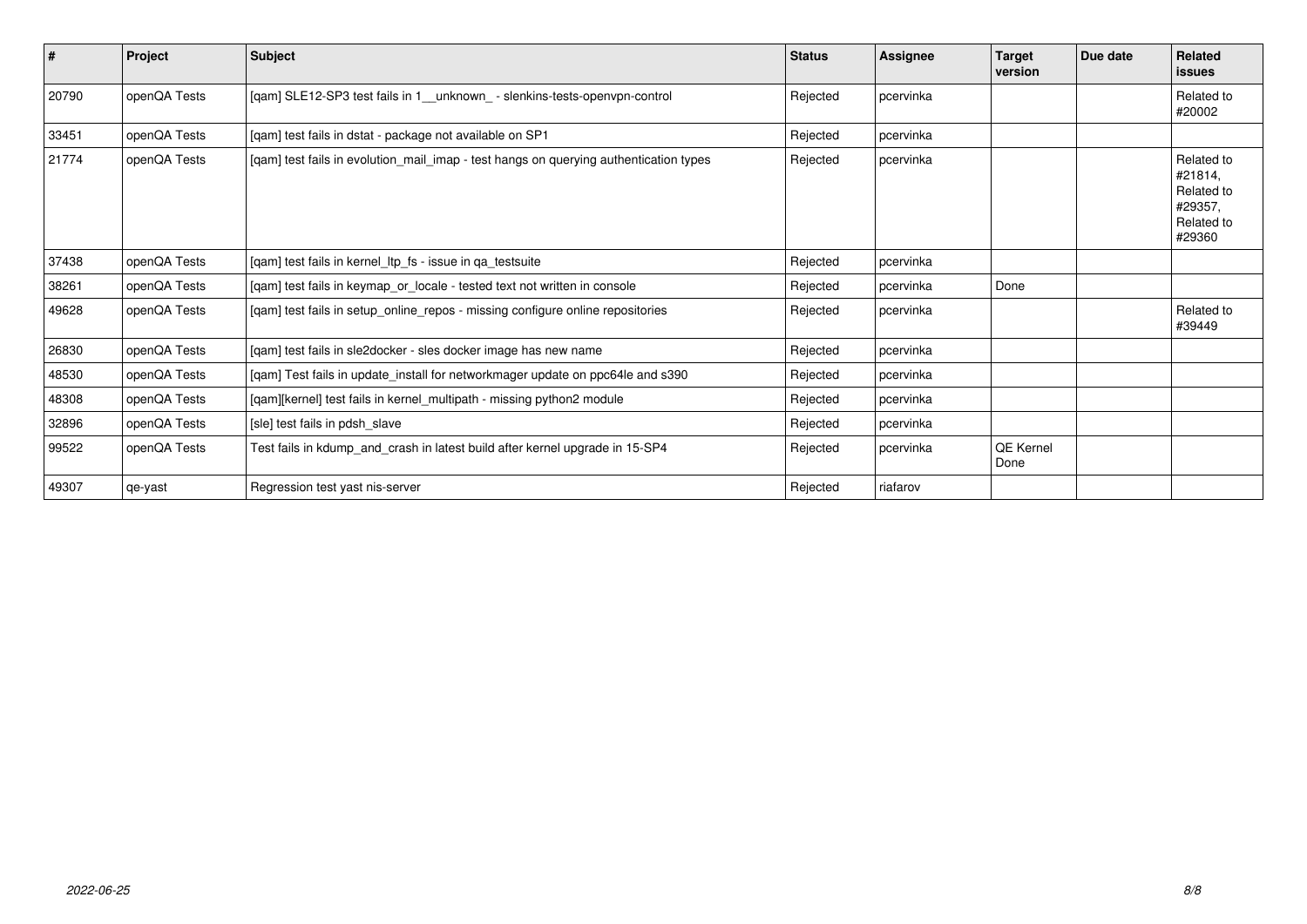| # | Project | Subject | Status | Assignee | Target version | Due date | Related issues |
|---|---|---|---|---|---|---|---|
| 20790 | openQA Tests | [qam] SLE12-SP3 test fails in 1__unknown_ - slenkins-tests-openvpn-control | Rejected | pcervinka | | | Related to #20002 |
| 33451 | openQA Tests | [qam] test fails in dstat - package not available on SP1 | Rejected | pcervinka | | | |
| 21774 | openQA Tests | [qam] test fails in evolution_mail_imap - test hangs on querying authentication types | Rejected | pcervinka | | | Related to #21814, Related to #29357, Related to #29360 |
| 37438 | openQA Tests | [qam] test fails in kernel_ltp_fs - issue in qa_testsuite | Rejected | pcervinka | | | |
| 38261 | openQA Tests | [qam] test fails in keymap_or_locale - tested text not written in console | Rejected | pcervinka | Done | | |
| 49628 | openQA Tests | [qam] test fails in setup_online_repos - missing configure online repositories | Rejected | pcervinka | | | Related to #39449 |
| 26830 | openQA Tests | [qam] test fails in sle2docker - sles docker image has new name | Rejected | pcervinka | | | |
| 48530 | openQA Tests | [qam] Test fails in update_install for networkmager update on ppc64le and s390 | Rejected | pcervinka | | | |
| 48308 | openQA Tests | [qam][kernel] test fails in kernel_multipath - missing python2 module | Rejected | pcervinka | | | |
| 32896 | openQA Tests | [sle] test fails in pdsh_slave | Rejected | pcervinka | | | |
| 99522 | openQA Tests | Test fails in kdump_and_crash in latest build after kernel upgrade in 15-SP4 | Rejected | pcervinka | QE Kernel Done | | |
| 49307 | qe-yast | Regression test yast nis-server | Rejected | riafarov | | | |